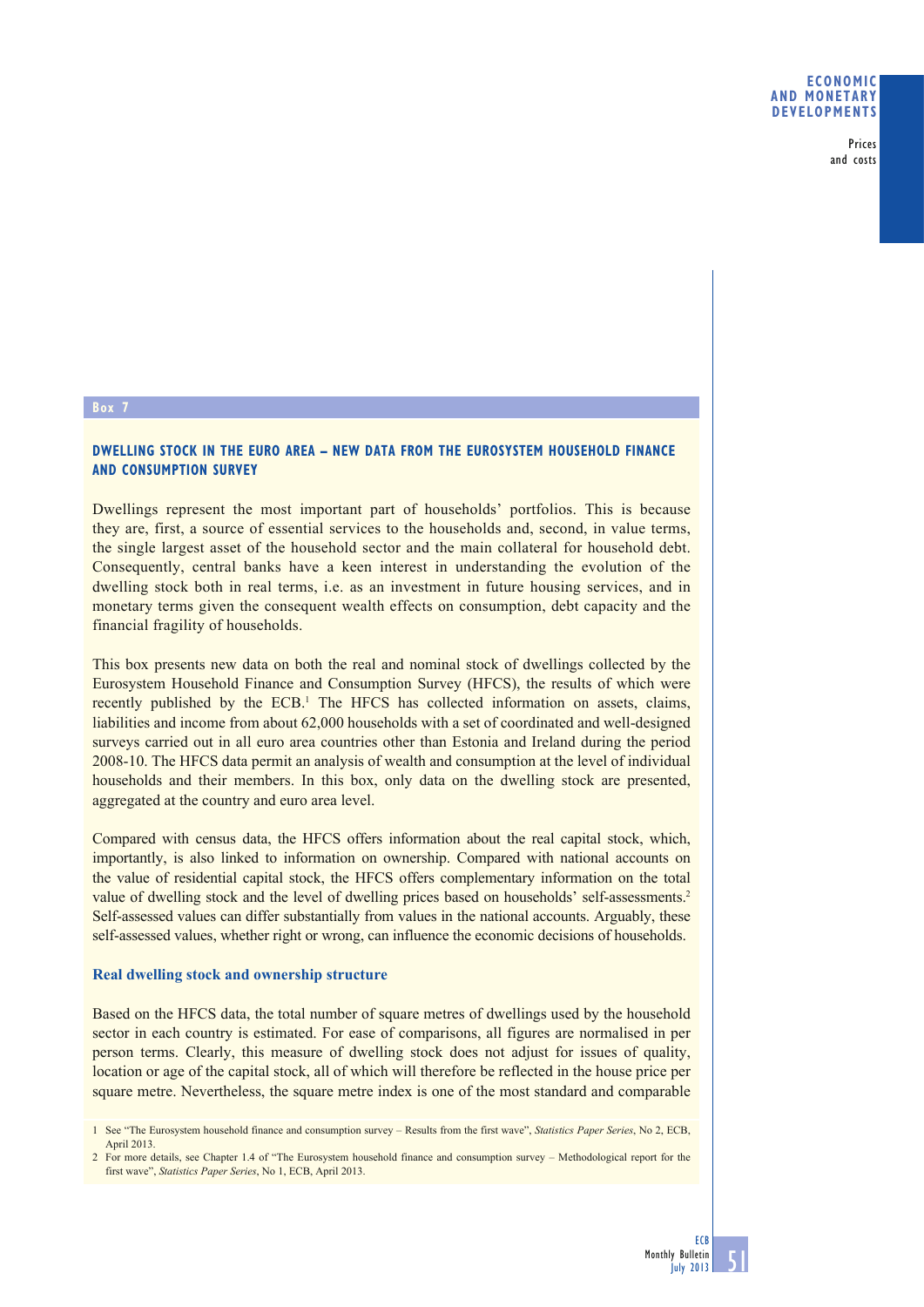**Box 7**

## DWELLING STOCK IN THE EURO AREA – NEW DATA FROM THE EUROSYSTEM HOUSEHOLD FINANCE AND CONSUMPTION SURVEY

Dwellings represent the most important part of households' portfolios. This is because they are, first, a source of essential services to the households and, second, in value terms, the single largest asset of the household sector and the main collateral for household debt. Consequently, central banks have a keen interest in understanding the evolution of the dwelling stock both in real terms, i.e. as an investment in future housing services, and in monetary terms given the consequent wealth effects on consumption, debt capacity and the financial fragility of households.

This box presents new data on both the real and nominal stock of dwellings collected by the Eurosystem Household Finance and Consumption Survey (HFCS), the results of which were recently published by the ECB.[1] The HFCS has collected information on assets, claims, liabilities and income from about 62,000 households with a set of coordinated and well-designed surveys carried out in all euro area countries other than Estonia and Ireland during the period 2008-10. The HFCS data permit an analysis of wealth and consumption at the level of individual households and their members. In this box, only data on the dwelling stock are presented, aggregated at the country and euro area level.

Compared with census data, the HFCS offers information about the real capital stock, which, importantly, is also linked to information on ownership. Compared with national accounts on the value of residential capital stock, the HFCS offers complementary information on the total value of dwelling stock and the level of dwelling prices based on households' self-assessments.[2] Self-assessed values can differ substantially from values in the national accounts. Arguably, these self-assessed values, whether right or wrong, can influence the economic decisions of households.

### Real dwelling stock and ownership structure

Based on the HFCS data, the total number of square metres of dwellings used by the household sector in each country is estimated. For ease of comparisons, all figures are normalised in per person terms. Clearly, this measure of dwelling stock does not adjust for issues of quality, location or age of the capital stock, all of which will therefore be reflected in the house price per square metre. Nevertheless, the square metre index is one of the most standard and comparable

1 See "The Eurosystem household finance and consumption survey – Results from the first wave", *Statistics Paper Series*, No 2, ECB, April 2013.

2 For more details, see Chapter 1.4 of "The Eurosystem household finance and consumption survey – Methodological report for the first wave", *Statistics Paper Series*, No 1, ECB, April 2013.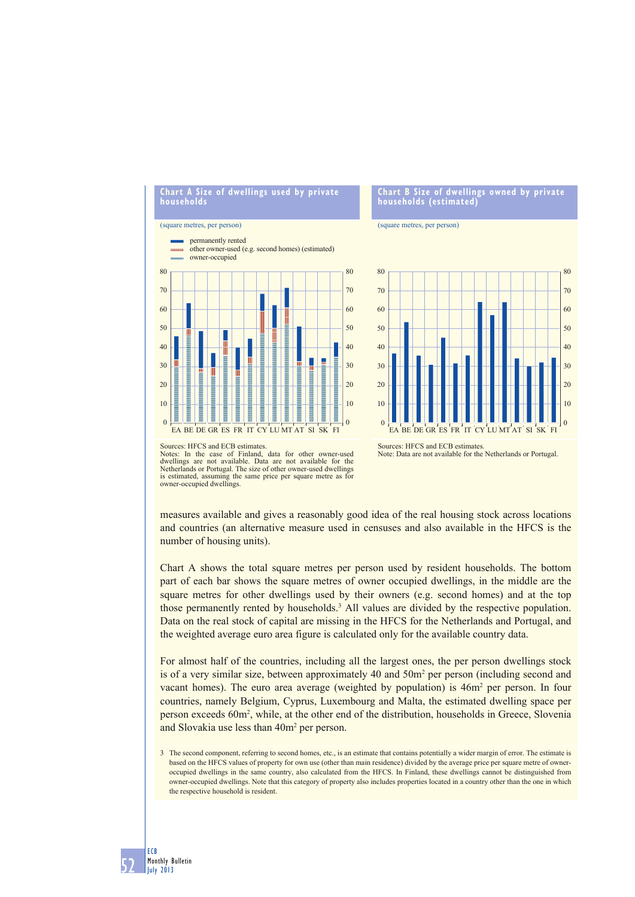**Chart A Size of dwellings used by private households**

(square metres, per person)

- permanently rented
- other owner-used (e.g. second homes) (estimated)
- owner-occupied

Sources: HFCS and ECB estimates.
Notes: In the case of Finland, data for other owner-used dwellings are not available. Data are not available for the Netherlands or Portugal. The size of other owner-used dwellings is estimated, assuming the same price per square metre as for owner-occupied dwellings.

**Chart B Size of dwellings owned by private households (estimated)**

(square metres, per person)

Sources: HFCS and ECB estimates.
Note: Data are not available for the Netherlands or Portugal.

measures available and gives a reasonably good idea of the real housing stock across locations and countries (an alternative measure used in censuses and also available in the HFCS is the number of housing units).

Chart A shows the total square metres per person used by resident households. The bottom part of each bar shows the square metres of owner occupied dwellings, in the middle are the square metres for other dwellings used by their owners (e.g. second homes) and at the top those permanently rented by households.[3] All values are divided by the respective population. Data on the real stock of capital are missing in the HFCS for the Netherlands and Portugal, and the weighted average euro area figure is calculated only for the available country data.

For almost half of the countries, including all the largest ones, the per person dwellings stock is of a very similar size, between approximately 40 and 50m$^2$ per person (including second and vacant homes). The euro area average (weighted by population) is 46m$^2$ per person. In four countries, namely Belgium, Cyprus, Luxembourg and Malta, the estimated dwelling space per person exceeds 60m$^2$, while, at the other end of the distribution, households in Greece, Slovenia and Slovakia use less than 40m$^2$ per person.

3 The second component, referring to second homes, etc., is an estimate that contains potentially a wider margin of error. The estimate is based on the HFCS values of property for own use (other than main residence) divided by the average price per square metre of owner-occupied dwellings in the same country, also calculated from the HFCS. In Finland, these dwellings cannot be distinguished from owner-occupied dwellings. Note that this category of property also includes properties located in a country other than the one in which the respective household is resident.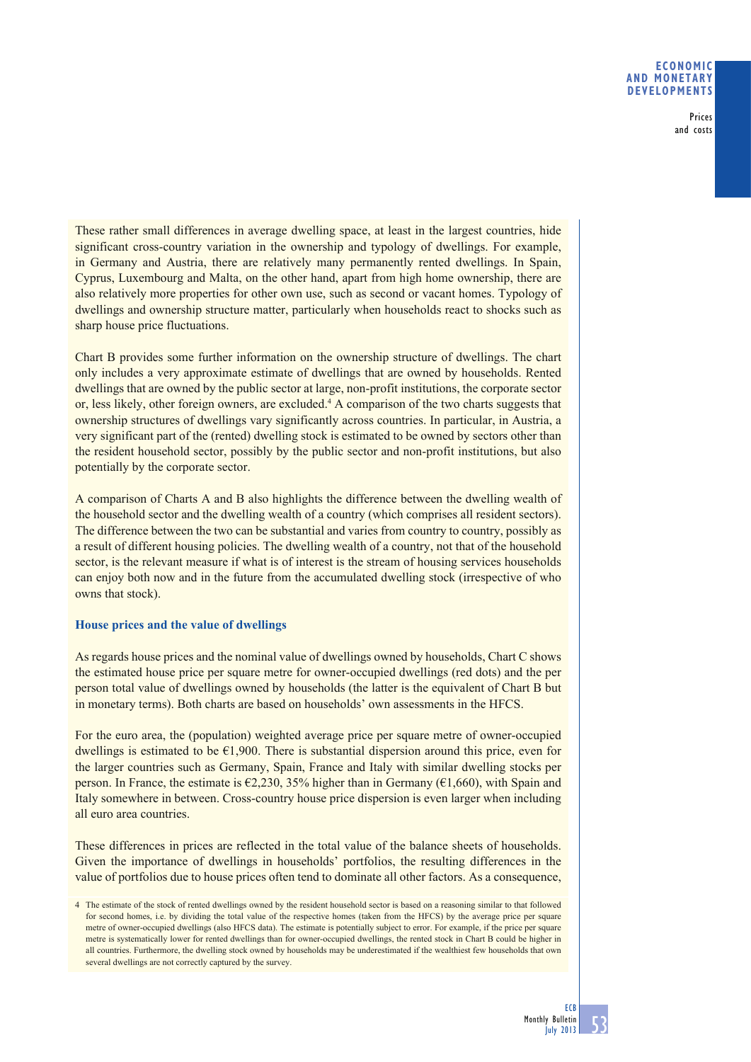These rather small differences in average dwelling space, at least in the largest countries, hide significant cross-country variation in the ownership and typology of dwellings. For example, in Germany and Austria, there are relatively many permanently rented dwellings. In Spain, Cyprus, Luxembourg and Malta, on the other hand, apart from high home ownership, there are also relatively more properties for other own use, such as second or vacant homes. Typology of dwellings and ownership structure matter, particularly when households react to shocks such as sharp house price fluctuations.

Chart B provides some further information on the ownership structure of dwellings. The chart only includes a very approximate estimate of dwellings that are owned by households. Rented dwellings that are owned by the public sector at large, non-profit institutions, the corporate sector or, less likely, other foreign owners, are excluded.[4] A comparison of the two charts suggests that ownership structures of dwellings vary significantly across countries. In particular, in Austria, a very significant part of the (rented) dwelling stock is estimated to be owned by sectors other than the resident household sector, possibly by the public sector and non-profit institutions, but also potentially by the corporate sector.

A comparison of Charts A and B also highlights the difference between the dwelling wealth of the household sector and the dwelling wealth of a country (which comprises all resident sectors). The difference between the two can be substantial and varies from country to country, possibly as a result of different housing policies. The dwelling wealth of a country, not that of the household sector, is the relevant measure if what is of interest is the stream of housing services households can enjoy both now and in the future from the accumulated dwelling stock (irrespective of who owns that stock).

### House prices and the value of dwellings

As regards house prices and the nominal value of dwellings owned by households, Chart C shows the estimated house price per square metre for owner-occupied dwellings (red dots) and the per person total value of dwellings owned by households (the latter is the equivalent of Chart B but in monetary terms). Both charts are based on households' own assessments in the HFCS.

For the euro area, the (population) weighted average price per square metre of owner-occupied dwellings is estimated to be €1,900. There is substantial dispersion around this price, even for the larger countries such as Germany, Spain, France and Italy with similar dwelling stocks per person. In France, the estimate is €2,230, 35% higher than in Germany (€1,660), with Spain and Italy somewhere in between. Cross-country house price dispersion is even larger when including all euro area countries.

These differences in prices are reflected in the total value of the balance sheets of households. Given the importance of dwellings in households' portfolios, the resulting differences in the value of portfolios due to house prices often tend to dominate all other factors. As a consequence,

4 The estimate of the stock of rented dwellings owned by the resident household sector is based on a reasoning similar to that followed for second homes, i.e. by dividing the total value of the respective homes (taken from the HFCS) by the average price per square metre of owner-occupied dwellings (also HFCS data). The estimate is potentially subject to error. For example, if the price per square metre is systematically lower for rented dwellings than for owner-occupied dwellings, the rented stock in Chart B could be higher in all countries. Furthermore, the dwelling stock owned by households may be underestimated if the wealthiest few households that own several dwellings are not correctly captured by the survey.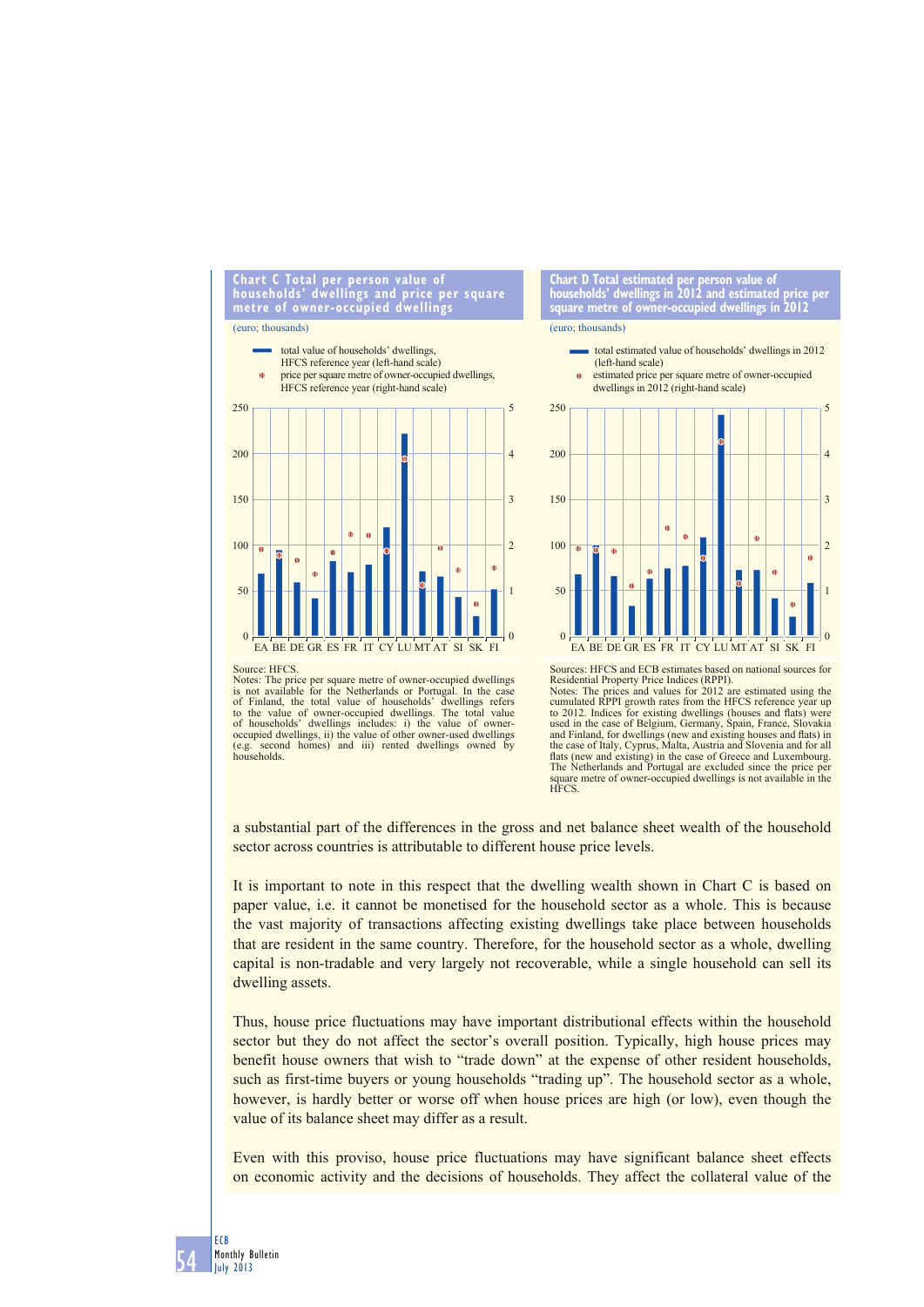**Chart C Total per person value of households' dwellings and price per square metre of owner-occupied dwellings**

(euro; thousands)

- total value of households' dwellings, HFCS reference year (left-hand scale)
- price per square metre of owner-occupied dwellings, HFCS reference year (right-hand scale)

Source: HFCS.
Notes: The price per square metre of owner-occupied dwellings is not available for the Netherlands or Portugal. In the case of Finland, the total value of households' dwellings refers to the value of owner-occupied dwellings. The total value of households' dwellings includes: i) the value of owner-occupied dwellings, ii) the value of other owner-used dwellings (e.g. second homes) and iii) rented dwellings owned by households.

**Chart D Total estimated per person value of households' dwellings in 2012 and estimated price per square metre of owner-occupied dwellings in 2012**

(euro; thousands)

- total estimated value of households' dwellings in 2012 (left-hand scale)
- estimated price per square metre of owner-occupied dwellings in 2012 (right-hand scale)

Sources: HFCS and ECB estimates based on national sources for Residential Property Price Indices (RPPI).
Notes: The prices and values for 2012 are estimated using the cumulated RPPI growth rates from the HFCS reference year up to 2012. Indices for existing dwellings (houses and flats) were used in the case of Belgium, Germany, Spain, France, Slovakia and Finland, for dwellings (new and existing houses and flats) in the case of Italy, Cyprus, Malta, Austria and Slovenia and for all flats (new and existing) in the case of Greece and Luxembourg. The Netherlands and Portugal are excluded since the price per square metre of owner-occupied dwellings is not available in the HFCS.

a substantial part of the differences in the gross and net balance sheet wealth of the household sector across countries is attributable to different house price levels.

It is important to note in this respect that the dwelling wealth shown in Chart C is based on paper value, i.e. it cannot be monetised for the household sector as a whole. This is because the vast majority of transactions affecting existing dwellings take place between households that are resident in the same country. Therefore, for the household sector as a whole, dwelling capital is non-tradable and very largely not recoverable, while a single household can sell its dwelling assets.

Thus, house price fluctuations may have important distributional effects within the household sector but they do not affect the sector's overall position. Typically, high house prices may benefit house owners that wish to "trade down" at the expense of other resident households, such as first-time buyers or young households "trading up". The household sector as a whole, however, is hardly better or worse off when house prices are high (or low), even though the value of its balance sheet may differ as a result.

Even with this proviso, house price fluctuations may have significant balance sheet effects on economic activity and the decisions of households. They affect the collateral value of the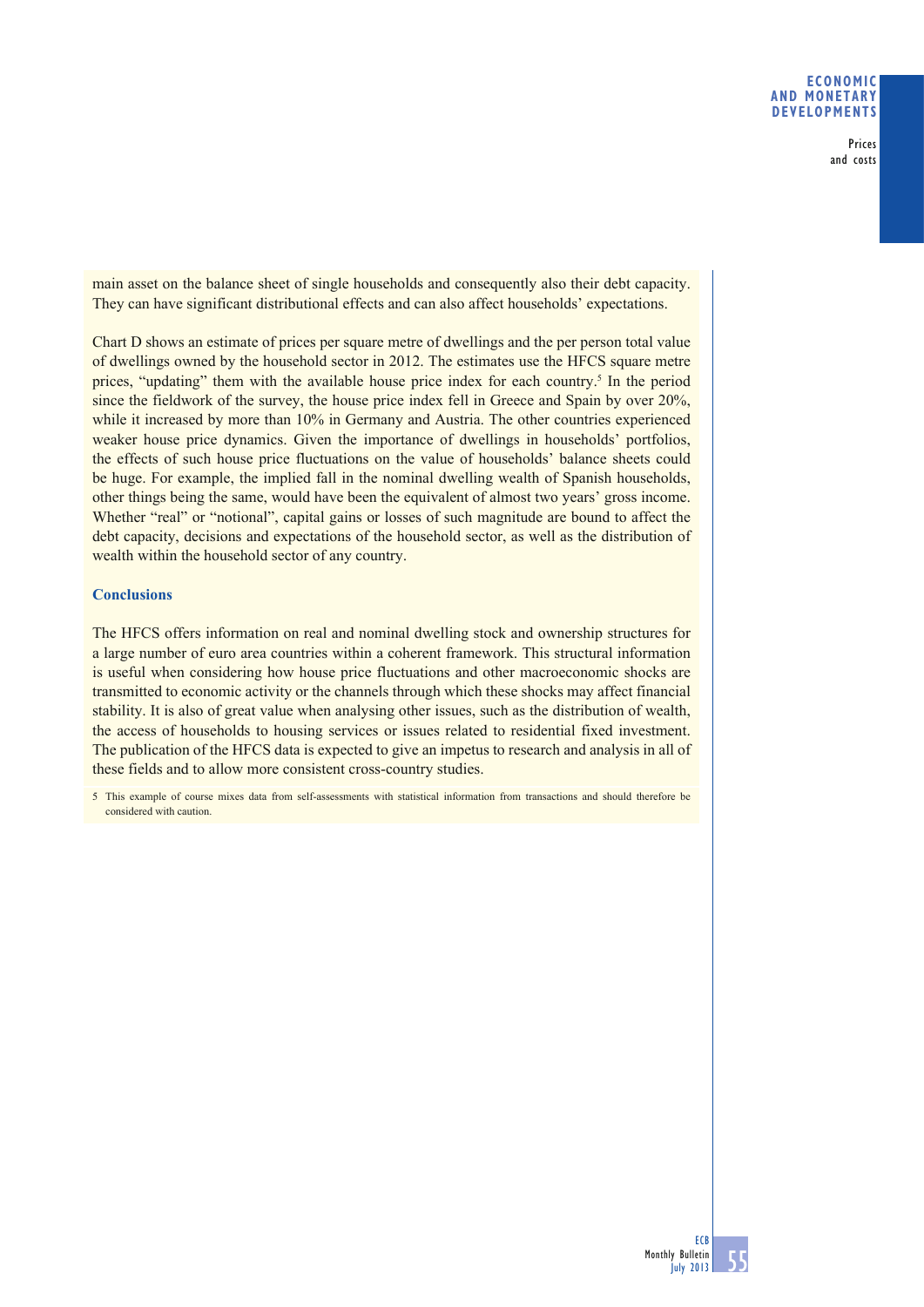main asset on the balance sheet of single households and consequently also their debt capacity. They can have significant distributional effects and can also affect households' expectations.

Chart D shows an estimate of prices per square metre of dwellings and the per person total value of dwellings owned by the household sector in 2012. The estimates use the HFCS square metre prices, "updating" them with the available house price index for each country.[5] In the period since the fieldwork of the survey, the house price index fell in Greece and Spain by over 20%, while it increased by more than 10% in Germany and Austria. The other countries experienced weaker house price dynamics. Given the importance of dwellings in households' portfolios, the effects of such house price fluctuations on the value of households' balance sheets could be huge. For example, the implied fall in the nominal dwelling wealth of Spanish households, other things being the same, would have been the equivalent of almost two years' gross income. Whether "real" or "notional", capital gains or losses of such magnitude are bound to affect the debt capacity, decisions and expectations of the household sector, as well as the distribution of wealth within the household sector of any country.

### Conclusions

The HFCS offers information on real and nominal dwelling stock and ownership structures for a large number of euro area countries within a coherent framework. This structural information is useful when considering how house price fluctuations and other macroeconomic shocks are transmitted to economic activity or the channels through which these shocks may affect financial stability. It is also of great value when analysing other issues, such as the distribution of wealth, the access of households to housing services or issues related to residential fixed investment. The publication of the HFCS data is expected to give an impetus to research and analysis in all of these fields and to allow more consistent cross-country studies.

5 This example of course mixes data from self-assessments with statistical information from transactions and should therefore be considered with caution.